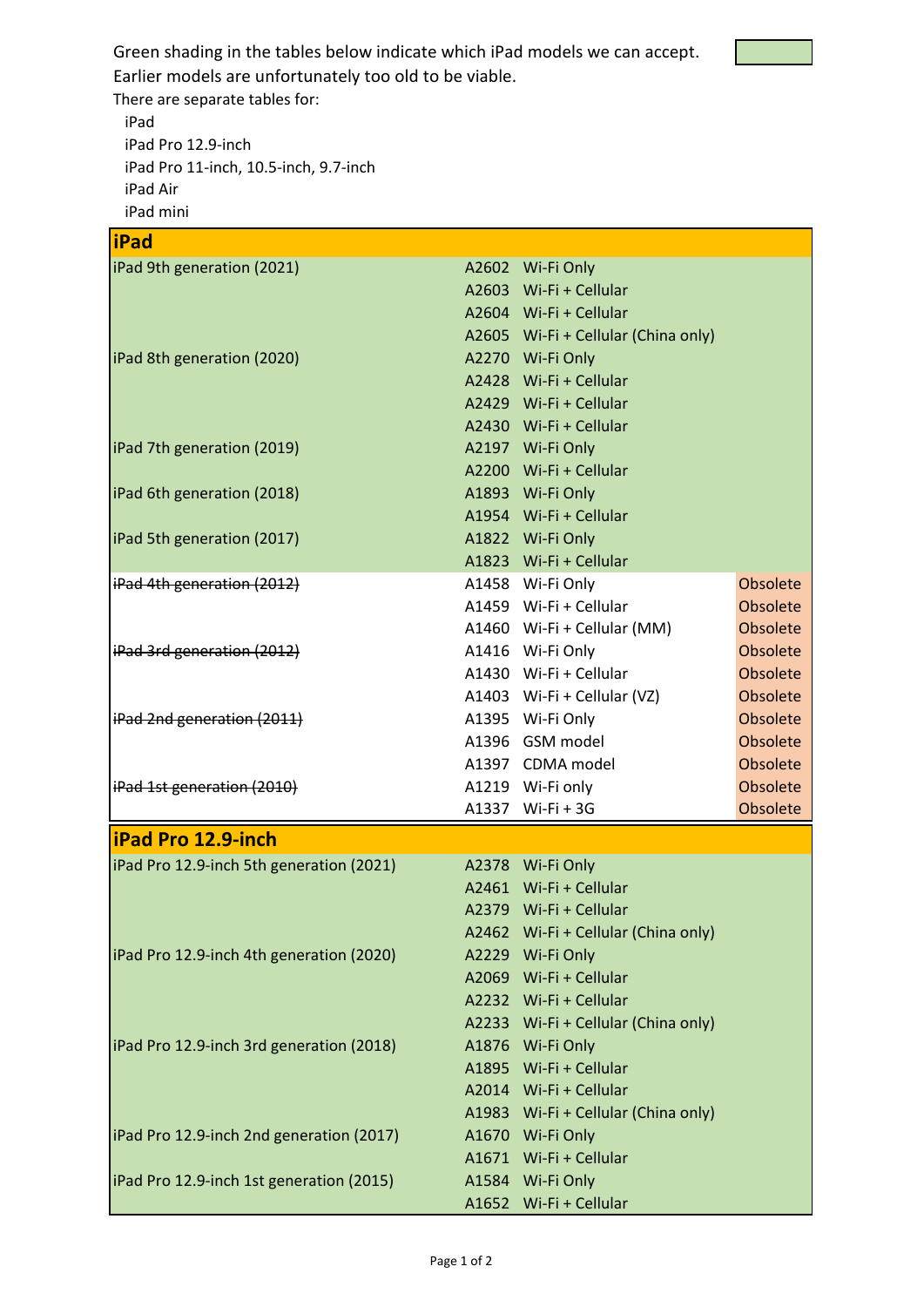Green shading in the tables below indicate which iPad models we can accept.
Earlier models are unfortunately too old to be viable.

There are separate tables for:

- iPad
- iPad Pro 12.9-inch
- iPad Pro 11-inch, 10.5-inch, 9.7-inch
- iPad Air
- iPad mini

| **iPad** | | | |
|---|---|---|---|
| iPad 9th generation (2021) | A2602 | Wi-Fi Only | |
| | A2603 | Wi-Fi + Cellular | |
| | A2604 | Wi-Fi + Cellular | |
| | A2605 | Wi-Fi + Cellular (China only) | |
| iPad 8th generation (2020) | A2270 | Wi-Fi Only | |
| | A2428 | Wi-Fi + Cellular | |
| | A2429 | Wi-Fi + Cellular | |
| | A2430 | Wi-Fi + Cellular | |
| iPad 7th generation (2019) | A2197 | Wi-Fi Only | |
| | A2200 | Wi-Fi + Cellular | |
| iPad 6th generation (2018) | A1893 | Wi-Fi Only | |
| | A1954 | Wi-Fi + Cellular | |
| iPad 5th generation (2017) | A1822 | Wi-Fi Only | |
| | A1823 | Wi-Fi + Cellular | |
| ~~iPad 4th generation (2012)~~ | A1458 | Wi-Fi Only | Obsolete |
| | A1459 | Wi-Fi + Cellular | Obsolete |
| | A1460 | Wi-Fi + Cellular (MM) | Obsolete |
| ~~iPad 3rd generation (2012)~~ | A1416 | Wi-Fi Only | Obsolete |
| | A1430 | Wi-Fi + Cellular | Obsolete |
| | A1403 | Wi-Fi + Cellular (VZ) | Obsolete |
| ~~iPad 2nd generation (2011)~~ | A1395 | Wi-Fi Only | Obsolete |
| | A1396 | GSM model | Obsolete |
| | A1397 | CDMA model | Obsolete |
| ~~iPad 1st generation (2010)~~ | A1219 | Wi-Fi only | Obsolete |
| | A1337 | Wi-Fi + 3G | Obsolete |

| **iPad Pro 12.9-inch** | | |
|---|---|---|
| iPad Pro 12.9-inch 5th generation (2021) | A2378 | Wi-Fi Only |
| | A2461 | Wi-Fi + Cellular |
| | A2379 | Wi-Fi + Cellular |
| | A2462 | Wi-Fi + Cellular (China only) |
| iPad Pro 12.9-inch 4th generation (2020) | A2229 | Wi-Fi Only |
| | A2069 | Wi-Fi + Cellular |
| | A2232 | Wi-Fi + Cellular |
| | A2233 | Wi-Fi + Cellular (China only) |
| iPad Pro 12.9-inch 3rd generation (2018) | A1876 | Wi-Fi Only |
| | A1895 | Wi-Fi + Cellular |
| | A2014 | Wi-Fi + Cellular |
| | A1983 | Wi-Fi + Cellular (China only) |
| iPad Pro 12.9-inch 2nd generation (2017) | A1670 | Wi-Fi Only |
| | A1671 | Wi-Fi + Cellular |
| iPad Pro 12.9-inch 1st generation (2015) | A1584 | Wi-Fi Only |
| | A1652 | Wi-Fi + Cellular |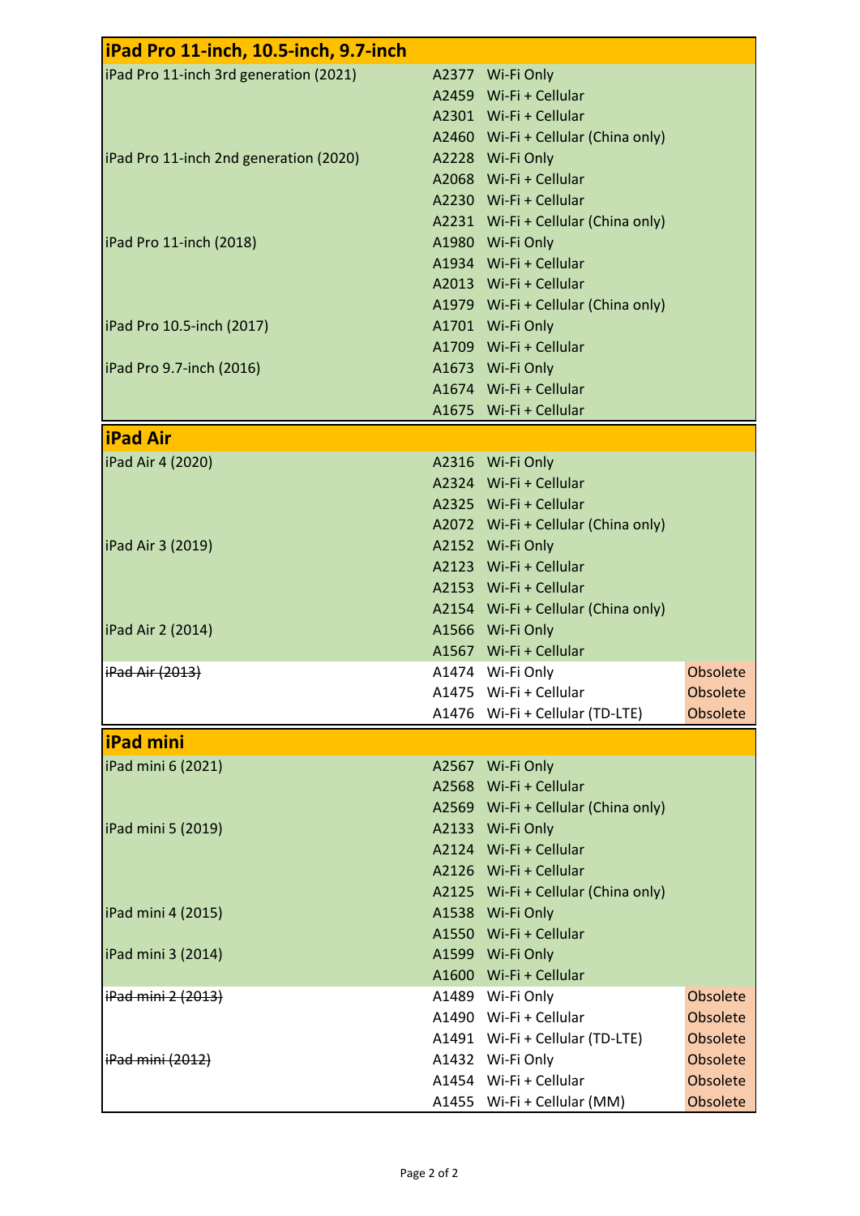## iPad Pro 11-inch, 10.5-inch, 9.7-inch

| | | | |
|---|---|---|---|
| iPad Pro 11-inch 3rd generation (2021) | A2377 | Wi-Fi Only | |
| | A2459 | Wi-Fi + Cellular | |
| | A2301 | Wi-Fi + Cellular | |
| | A2460 | Wi-Fi + Cellular (China only) | |
| iPad Pro 11-inch 2nd generation (2020) | A2228 | Wi-Fi Only | |
| | A2068 | Wi-Fi + Cellular | |
| | A2230 | Wi-Fi + Cellular | |
| | A2231 | Wi-Fi + Cellular (China only) | |
| iPad Pro 11-inch (2018) | A1980 | Wi-Fi Only | |
| | A1934 | Wi-Fi + Cellular | |
| | A2013 | Wi-Fi + Cellular | |
| | A1979 | Wi-Fi + Cellular (China only) | |
| iPad Pro 10.5-inch (2017) | A1701 | Wi-Fi Only | |
| | A1709 | Wi-Fi + Cellular | |
| iPad Pro 9.7-inch (2016) | A1673 | Wi-Fi Only | |
| | A1674 | Wi-Fi + Cellular | |
| | A1675 | Wi-Fi + Cellular | |

## iPad Air

| | | | |
|---|---|---|---|
| iPad Air 4 (2020) | A2316 | Wi-Fi Only | |
| | A2324 | Wi-Fi + Cellular | |
| | A2325 | Wi-Fi + Cellular | |
| | A2072 | Wi-Fi + Cellular (China only) | |
| iPad Air 3 (2019) | A2152 | Wi-Fi Only | |
| | A2123 | Wi-Fi + Cellular | |
| | A2153 | Wi-Fi + Cellular | |
| | A2154 | Wi-Fi + Cellular (China only) | |
| iPad Air 2 (2014) | A1566 | Wi-Fi Only | |
| | A1567 | Wi-Fi + Cellular | |
| ~~iPad Air (2013)~~ | A1474 | Wi-Fi Only | Obsolete |
| | A1475 | Wi-Fi + Cellular | Obsolete |
| | A1476 | Wi-Fi + Cellular (TD-LTE) | Obsolete |

## iPad mini

| | | | |
|---|---|---|---|
| iPad mini 6 (2021) | A2567 | Wi-Fi Only | |
| | A2568 | Wi-Fi + Cellular | |
| | A2569 | Wi-Fi + Cellular (China only) | |
| iPad mini 5 (2019) | A2133 | Wi-Fi Only | |
| | A2124 | Wi-Fi + Cellular | |
| | A2126 | Wi-Fi + Cellular | |
| | A2125 | Wi-Fi + Cellular (China only) | |
| iPad mini 4 (2015) | A1538 | Wi-Fi Only | |
| | A1550 | Wi-Fi + Cellular | |
| iPad mini 3 (2014) | A1599 | Wi-Fi Only | |
| | A1600 | Wi-Fi + Cellular | |
| ~~iPad mini 2 (2013)~~ | A1489 | Wi-Fi Only | Obsolete |
| | A1490 | Wi-Fi + Cellular | Obsolete |
| | A1491 | Wi-Fi + Cellular (TD-LTE) | Obsolete |
| ~~iPad mini (2012)~~ | A1432 | Wi-Fi Only | Obsolete |
| | A1454 | Wi-Fi + Cellular | Obsolete |
| | A1455 | Wi-Fi + Cellular (MM) | Obsolete |